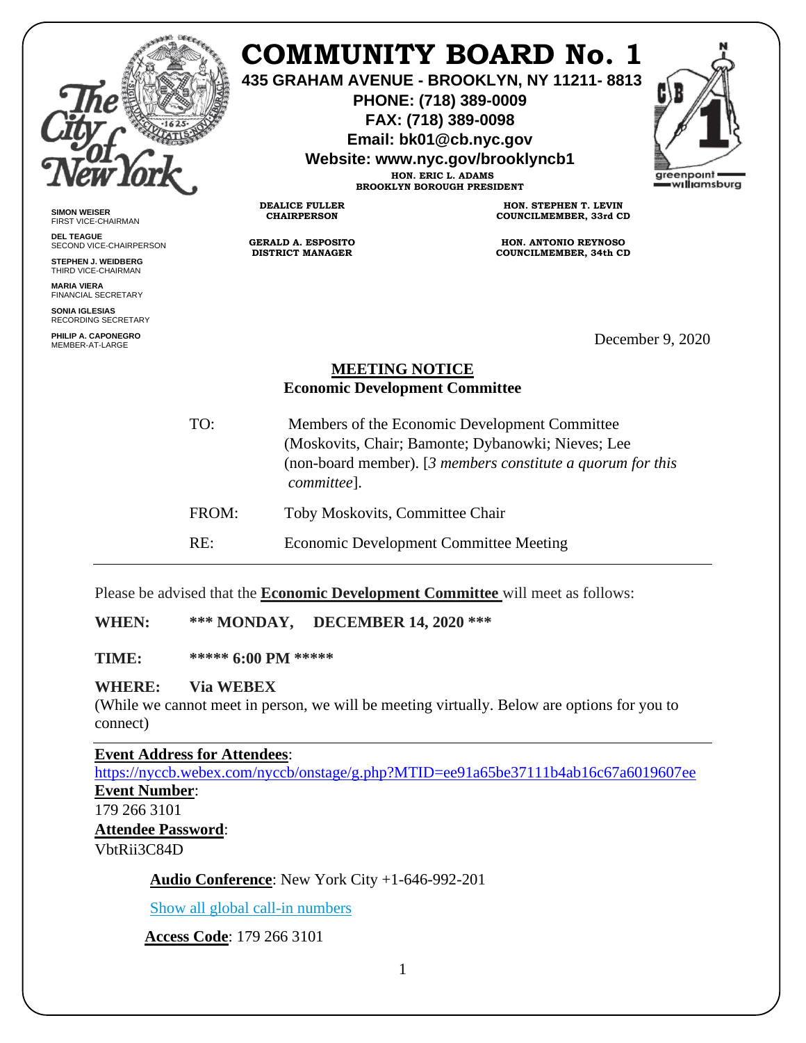# COMMUNITY BOARD No. 1

**435 GRAHAM AVENUE - BROOKLYN, NY 11211- 8813**
**PHONE: (718) 389-0009**
**FAX: (718) 389-0098**
**Email: bk01@cb.nyc.gov**
**Website: www.nyc.gov/brooklyncb1**

**HON. ERIC L. ADAMS**
**BROOKLYN BOROUGH PRESIDENT**

**DEALICE FULLER**
**CHAIRPERSON**

**GERALD A. ESPOSITO**
**DISTRICT MANAGER**

**HON. STEPHEN T. LEVIN**
**COUNCILMEMBER, 33rd CD**

**HON. ANTONIO REYNOSO**
**COUNCILMEMBER, 34th CD**

**SIMON WEISER**
FIRST VICE-CHAIRMAN

**DEL TEAGUE**
SECOND VICE-CHAIRPERSON

**STEPHEN J. WEIDBERG**
THIRD VICE-CHAIRMAN

**MARIA VIERA**
FINANCIAL SECRETARY

**SONIA IGLESIAS**
RECORDING SECRETARY

**PHILIP A. CAPONEGRO**
MEMBER-AT-LARGE

December 9, 2020

## MEETING NOTICE
### Economic Development Committee

TO: Members of the Economic Development Committee (Moskovits, Chair; Bamonte; Dybanowki; Nieves; Lee (non-board member). [*3 members constitute a quorum for this committee*].

FROM: Toby Moskovits, Committee Chair

RE: Economic Development Committee Meeting

---

Please be advised that the **Economic Development Committee** will meet as follows:

**WHEN: \*\*\* MONDAY, DECEMBER 14, 2020 \*\*\***

**TIME: \*\*\*\*\* 6:00 PM \*\*\*\*\***

**WHERE: Via WEBEX**
(While we cannot meet in person, we will be meeting virtually. Below are options for you to connect)

---

**Event Address for Attendees**:
https://nyccb.webex.com/nyccb/onstage/g.php?MTID=ee91a65be37111b4ab16c67a6019607ee

**Event Number**:
179 266 3101

**Attendee Password**:
VbtRii3C84D

**Audio Conference**: New York City +1-646-992-201

Show all global call-in numbers

**Access Code**: 179 266 3101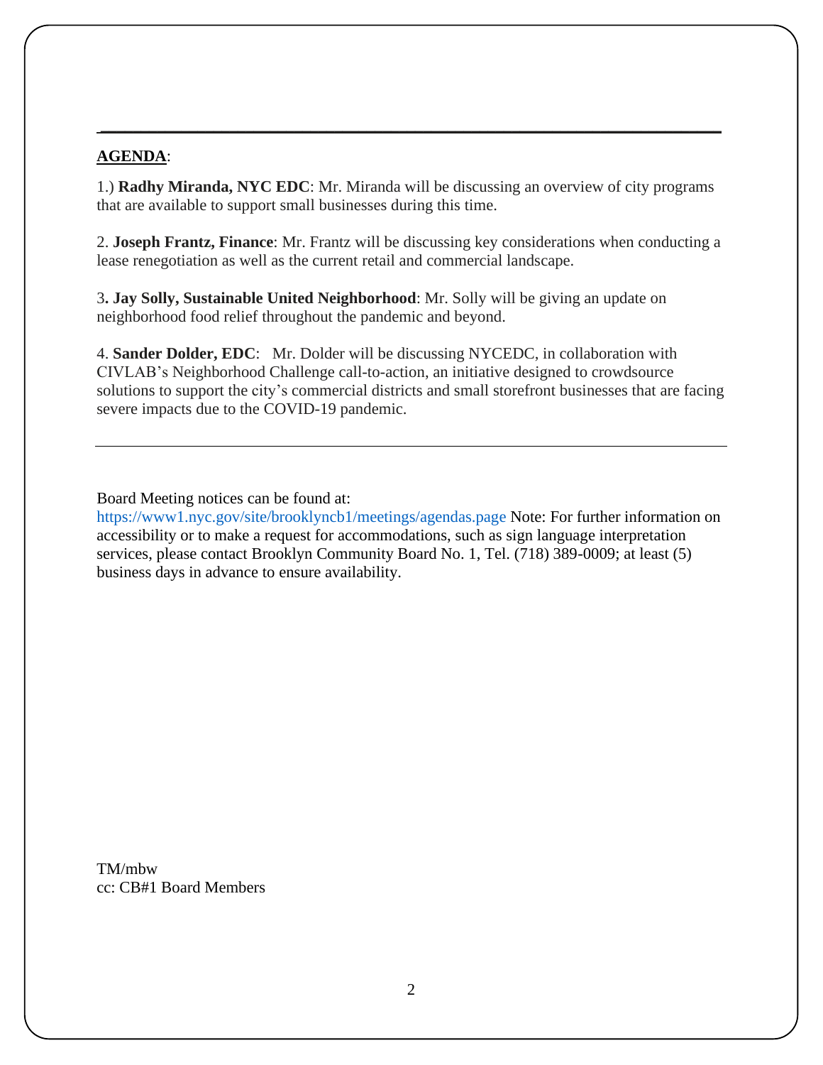---

**AGENDA**:

1.) **Radhy Miranda, NYC EDC**: Mr. Miranda will be discussing an overview of city programs that are available to support small businesses during this time.

2. **Joseph Frantz, Finance**: Mr. Frantz will be discussing key considerations when conducting a lease renegotiation as well as the current retail and commercial landscape.

3**. Jay Solly, Sustainable United Neighborhood**: Mr. Solly will be giving an update on neighborhood food relief throughout the pandemic and beyond.

4. **Sander Dolder, EDC**: Mr. Dolder will be discussing NYCEDC, in collaboration with CIVLAB's Neighborhood Challenge call-to-action, an initiative designed to crowdsource solutions to support the city's commercial districts and small storefront businesses that are facing severe impacts due to the COVID-19 pandemic.

---

Board Meeting notices can be found at:
https://www1.nyc.gov/site/brooklyncb1/meetings/agendas.page Note: For further information on accessibility or to make a request for accommodations, such as sign language interpretation services, please contact Brooklyn Community Board No. 1, Tel. (718) 389-0009; at least (5) business days in advance to ensure availability.

TM/mbw
cc: CB#1 Board Members